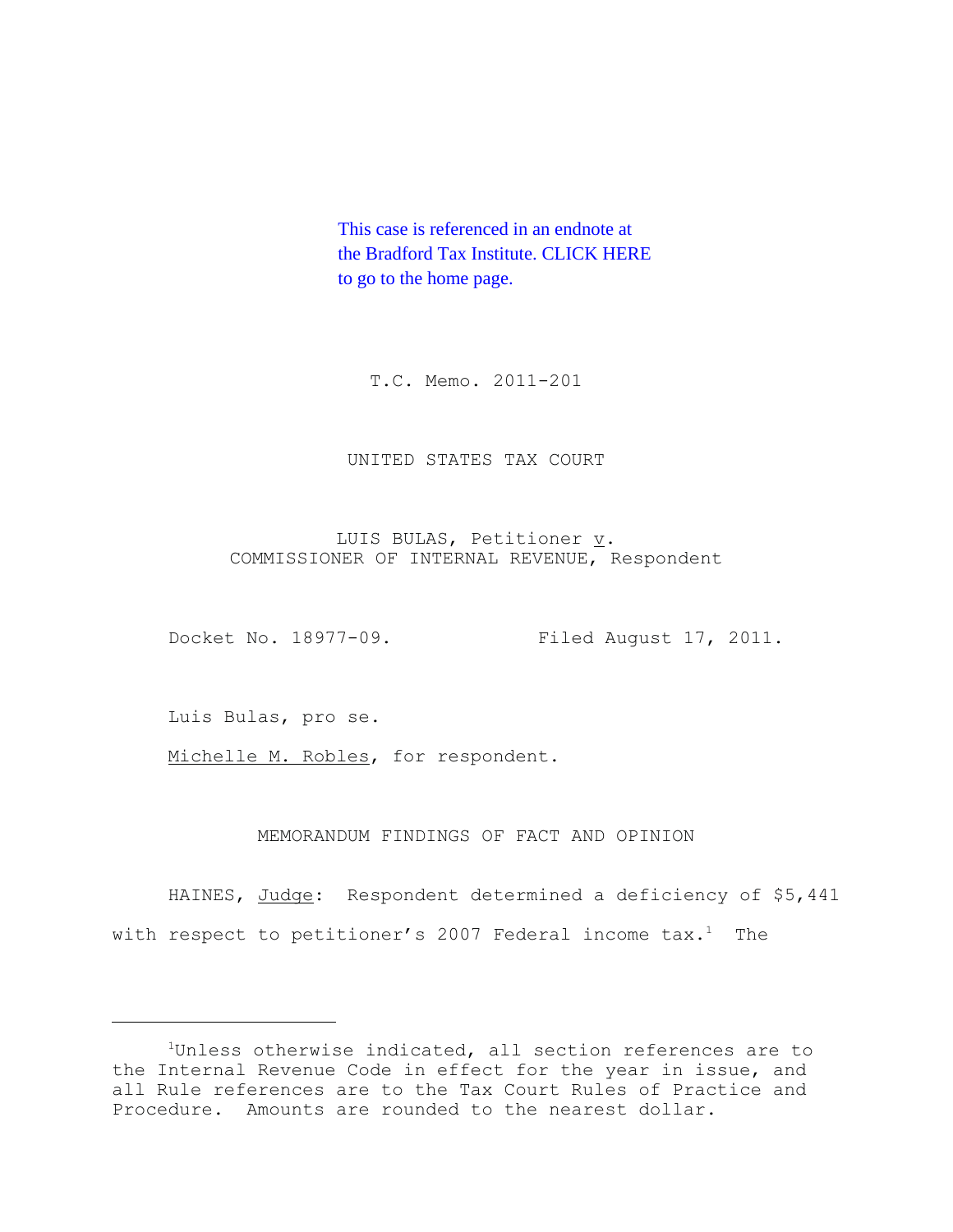This case is referenced in an endnote at the Bradford Tax Institute. CLICK HERE to go to the home page.

T.C. Memo. 2011-201

UNITED STATES TAX COURT

LUIS BULAS, Petitioner v. COMMISSIONER OF INTERNAL REVENUE, Respondent

Docket No. 18977-09. Filed August 17, 2011.

Luis Bulas, pro se.

Michelle M. Robles, for respondent.

MEMORANDUM FINDINGS OF FACT AND OPINION

HAINES, Judge: Respondent determined a deficiency of $5,441 with respect to petitioner's 2007 Federal income tax.[1] The

---

[1]Unless otherwise indicated, all section references are to the Internal Revenue Code in effect for the year in issue, and all Rule references are to the Tax Court Rules of Practice and Procedure. Amounts are rounded to the nearest dollar.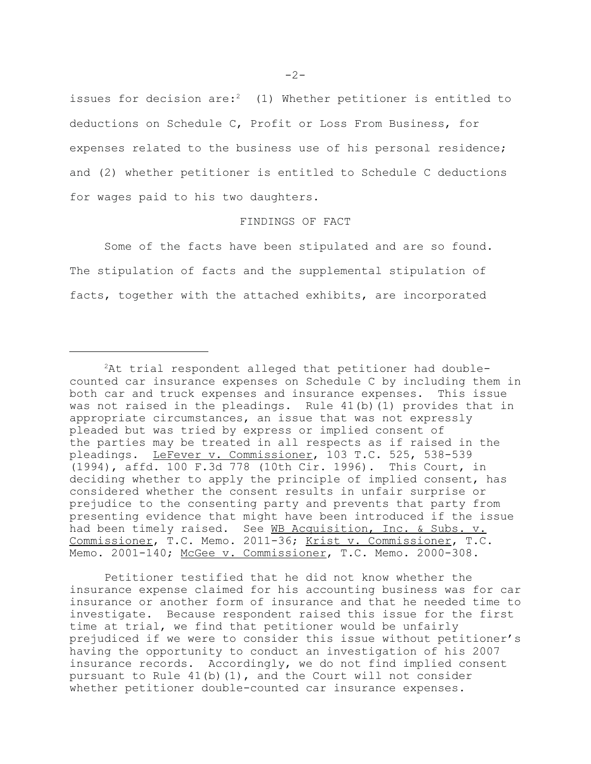issues for decision are:[2] (1) Whether petitioner is entitled to deductions on Schedule C, Profit or Loss From Business, for expenses related to the business use of his personal residence; and (2) whether petitioner is entitled to Schedule C deductions for wages paid to his two daughters.

## FINDINGS OF FACT

Some of the facts have been stipulated and are so found. The stipulation of facts and the supplemental stipulation of facts, together with the attached exhibits, are incorporated

---

[2]At trial respondent alleged that petitioner had double-counted car insurance expenses on Schedule C by including them in both car and truck expenses and insurance expenses. This issue was not raised in the pleadings. Rule 41(b)(1) provides that in appropriate circumstances, an issue that was not expressly pleaded but was tried by express or implied consent of the parties may be treated in all respects as if raised in the pleadings. LeFever v. Commissioner, 103 T.C. 525, 538-539 (1994), affd. 100 F.3d 778 (10th Cir. 1996). This Court, in deciding whether to apply the principle of implied consent, has considered whether the consent results in unfair surprise or prejudice to the consenting party and prevents that party from presenting evidence that might have been introduced if the issue had been timely raised. See WB Acquisition, Inc. & Subs. v. Commissioner, T.C. Memo. 2011-36; Krist v. Commissioner, T.C. Memo. 2001-140; McGee v. Commissioner, T.C. Memo. 2000-308.

Petitioner testified that he did not know whether the insurance expense claimed for his accounting business was for car insurance or another form of insurance and that he needed time to investigate. Because respondent raised this issue for the first time at trial, we find that petitioner would be unfairly prejudiced if we were to consider this issue without petitioner's having the opportunity to conduct an investigation of his 2007 insurance records. Accordingly, we do not find implied consent pursuant to Rule 41(b)(1), and the Court will not consider whether petitioner double-counted car insurance expenses.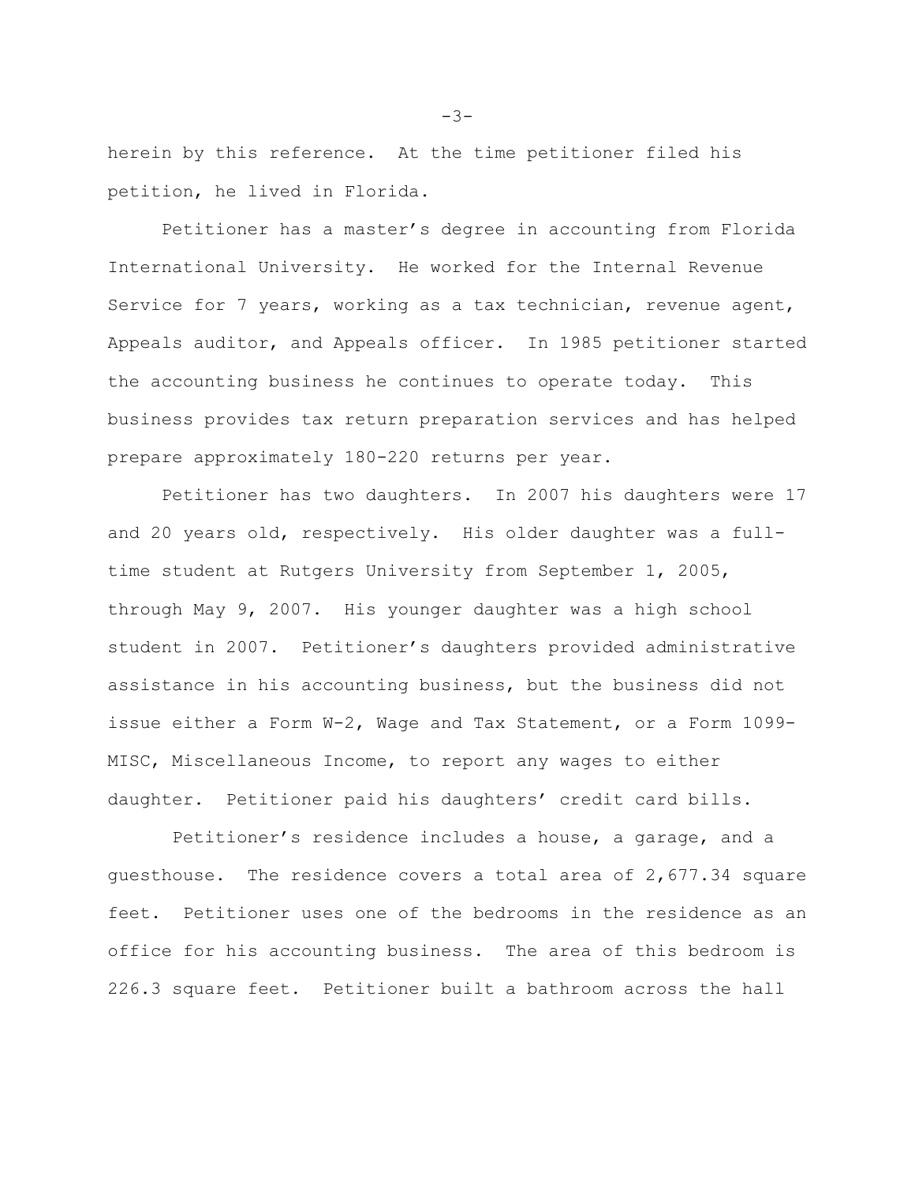herein by this reference. At the time petitioner filed his petition, he lived in Florida.

Petitioner has a master's degree in accounting from Florida International University. He worked for the Internal Revenue Service for 7 years, working as a tax technician, revenue agent, Appeals auditor, and Appeals officer. In 1985 petitioner started the accounting business he continues to operate today. This business provides tax return preparation services and has helped prepare approximately 180-220 returns per year.

Petitioner has two daughters. In 2007 his daughters were 17 and 20 years old, respectively. His older daughter was a full-time student at Rutgers University from September 1, 2005, through May 9, 2007. His younger daughter was a high school student in 2007. Petitioner's daughters provided administrative assistance in his accounting business, but the business did not issue either a Form W-2, Wage and Tax Statement, or a Form 1099-MISC, Miscellaneous Income, to report any wages to either daughter. Petitioner paid his daughters' credit card bills.

Petitioner's residence includes a house, a garage, and a guesthouse. The residence covers a total area of 2,677.34 square feet. Petitioner uses one of the bedrooms in the residence as an office for his accounting business. The area of this bedroom is 226.3 square feet. Petitioner built a bathroom across the hall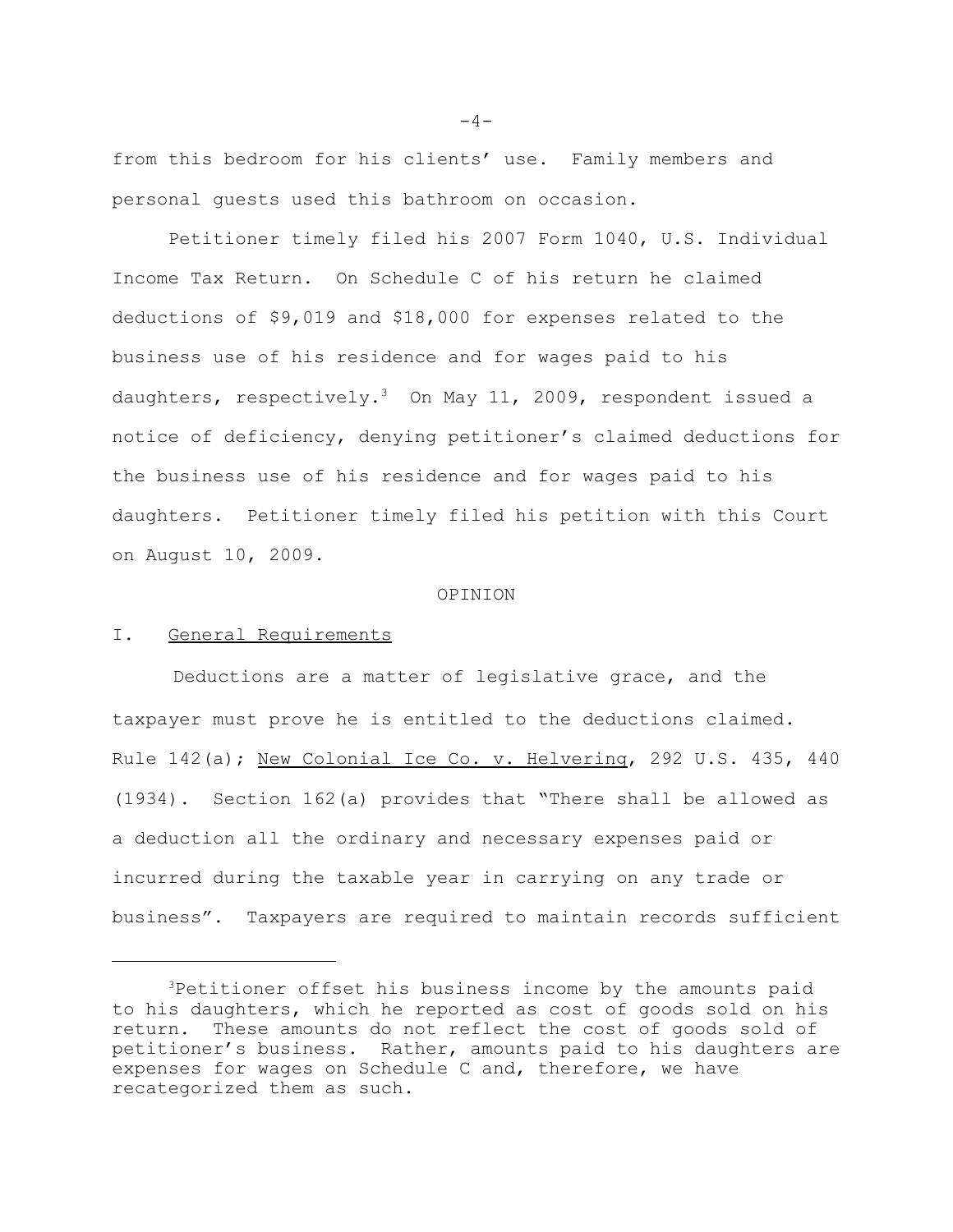from this bedroom for his clients' use. Family members and personal guests used this bathroom on occasion.

Petitioner timely filed his 2007 Form 1040, U.S. Individual Income Tax Return. On Schedule C of his return he claimed deductions of $9,019 and $18,000 for expenses related to the business use of his residence and for wages paid to his daughters, respectively.[3] On May 11, 2009, respondent issued a notice of deficiency, denying petitioner's claimed deductions for the business use of his residence and for wages paid to his daughters. Petitioner timely filed his petition with this Court on August 10, 2009.

## OPINION

### I. General Requirements

Deductions are a matter of legislative grace, and the taxpayer must prove he is entitled to the deductions claimed. Rule 142(a); New Colonial Ice Co. v. Helvering, 292 U.S. 435, 440 (1934). Section 162(a) provides that "There shall be allowed as a deduction all the ordinary and necessary expenses paid or incurred during the taxable year in carrying on any trade or business". Taxpayers are required to maintain records sufficient

---

[3]Petitioner offset his business income by the amounts paid to his daughters, which he reported as cost of goods sold on his return. These amounts do not reflect the cost of goods sold of petitioner's business. Rather, amounts paid to his daughters are expenses for wages on Schedule C and, therefore, we have recategorized them as such.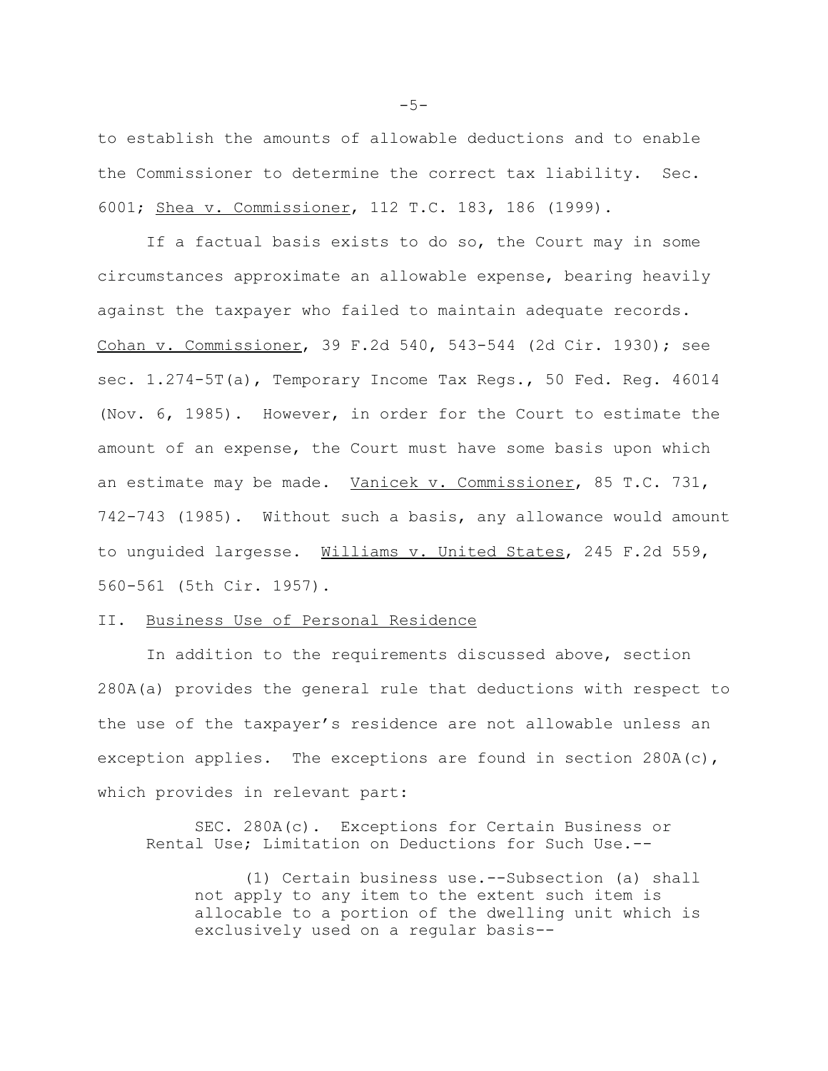to establish the amounts of allowable deductions and to enable the Commissioner to determine the correct tax liability. Sec. 6001; Shea v. Commissioner, 112 T.C. 183, 186 (1999).

If a factual basis exists to do so, the Court may in some circumstances approximate an allowable expense, bearing heavily against the taxpayer who failed to maintain adequate records. Cohan v. Commissioner, 39 F.2d 540, 543-544 (2d Cir. 1930); see sec. 1.274-5T(a), Temporary Income Tax Regs., 50 Fed. Reg. 46014 (Nov. 6, 1985). However, in order for the Court to estimate the amount of an expense, the Court must have some basis upon which an estimate may be made. Vanicek v. Commissioner, 85 T.C. 731, 742-743 (1985). Without such a basis, any allowance would amount to unguided largesse. Williams v. United States, 245 F.2d 559, 560-561 (5th Cir. 1957).

## II. Business Use of Personal Residence

In addition to the requirements discussed above, section 280A(a) provides the general rule that deductions with respect to the use of the taxpayer's residence are not allowable unless an exception applies. The exceptions are found in section 280A(c), which provides in relevant part:

> SEC. 280A(c). Exceptions for Certain Business or Rental Use; Limitation on Deductions for Such Use.--
>
> (1) Certain business use.--Subsection (a) shall not apply to any item to the extent such item is allocable to a portion of the dwelling unit which is exclusively used on a regular basis--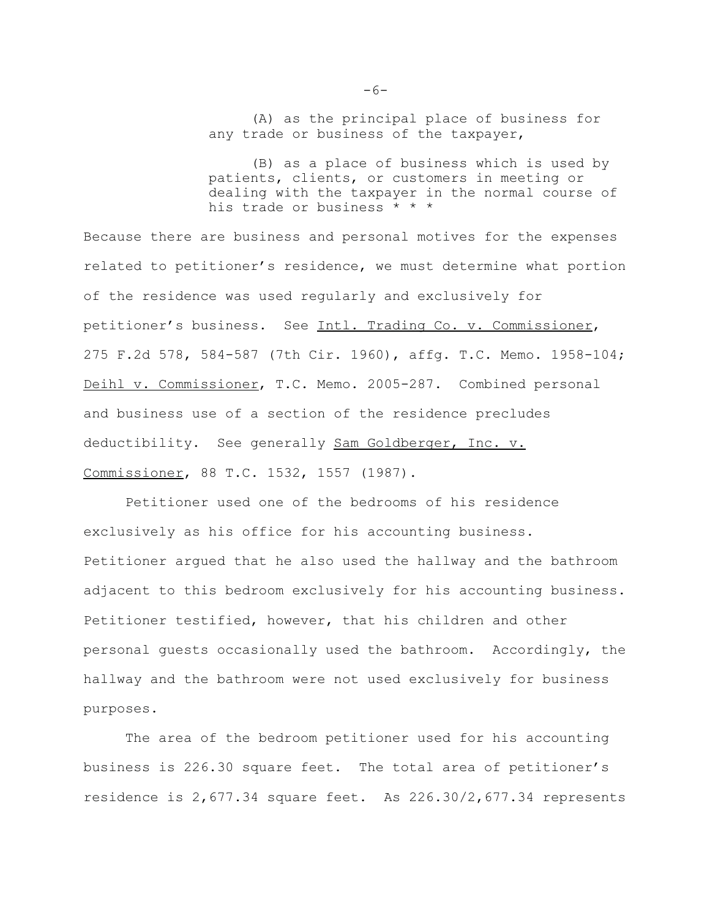> (A) as the principal place of business for any trade or business of the taxpayer,
>
> (B) as a place of business which is used by patients, clients, or customers in meeting or dealing with the taxpayer in the normal course of his trade or business * * *

Because there are business and personal motives for the expenses related to petitioner's residence, we must determine what portion of the residence was used regularly and exclusively for petitioner's business. See Intl. Trading Co. v. Commissioner, 275 F.2d 578, 584-587 (7th Cir. 1960), affg. T.C. Memo. 1958-104; Deihl v. Commissioner, T.C. Memo. 2005-287. Combined personal and business use of a section of the residence precludes deductibility. See generally Sam Goldberger, Inc. v. Commissioner, 88 T.C. 1532, 1557 (1987).

Petitioner used one of the bedrooms of his residence exclusively as his office for his accounting business. Petitioner argued that he also used the hallway and the bathroom adjacent to this bedroom exclusively for his accounting business. Petitioner testified, however, that his children and other personal guests occasionally used the bathroom. Accordingly, the hallway and the bathroom were not used exclusively for business purposes.

The area of the bedroom petitioner used for his accounting business is 226.30 square feet. The total area of petitioner's residence is 2,677.34 square feet. As 226.30/2,677.34 represents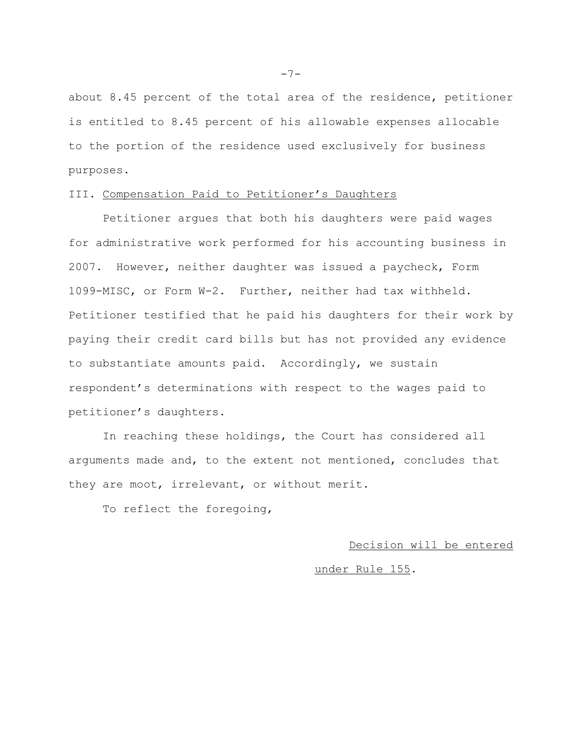about 8.45 percent of the total area of the residence, petitioner is entitled to 8.45 percent of his allowable expenses allocable to the portion of the residence used exclusively for business purposes.

III. Compensation Paid to Petitioner's Daughters

Petitioner argues that both his daughters were paid wages for administrative work performed for his accounting business in 2007. However, neither daughter was issued a paycheck, Form 1099-MISC, or Form W-2. Further, neither had tax withheld. Petitioner testified that he paid his daughters for their work by paying their credit card bills but has not provided any evidence to substantiate amounts paid. Accordingly, we sustain respondent's determinations with respect to the wages paid to petitioner's daughters.

In reaching these holdings, the Court has considered all arguments made and, to the extent not mentioned, concludes that they are moot, irrelevant, or without merit.

To reflect the foregoing,

Decision will be entered under Rule 155.